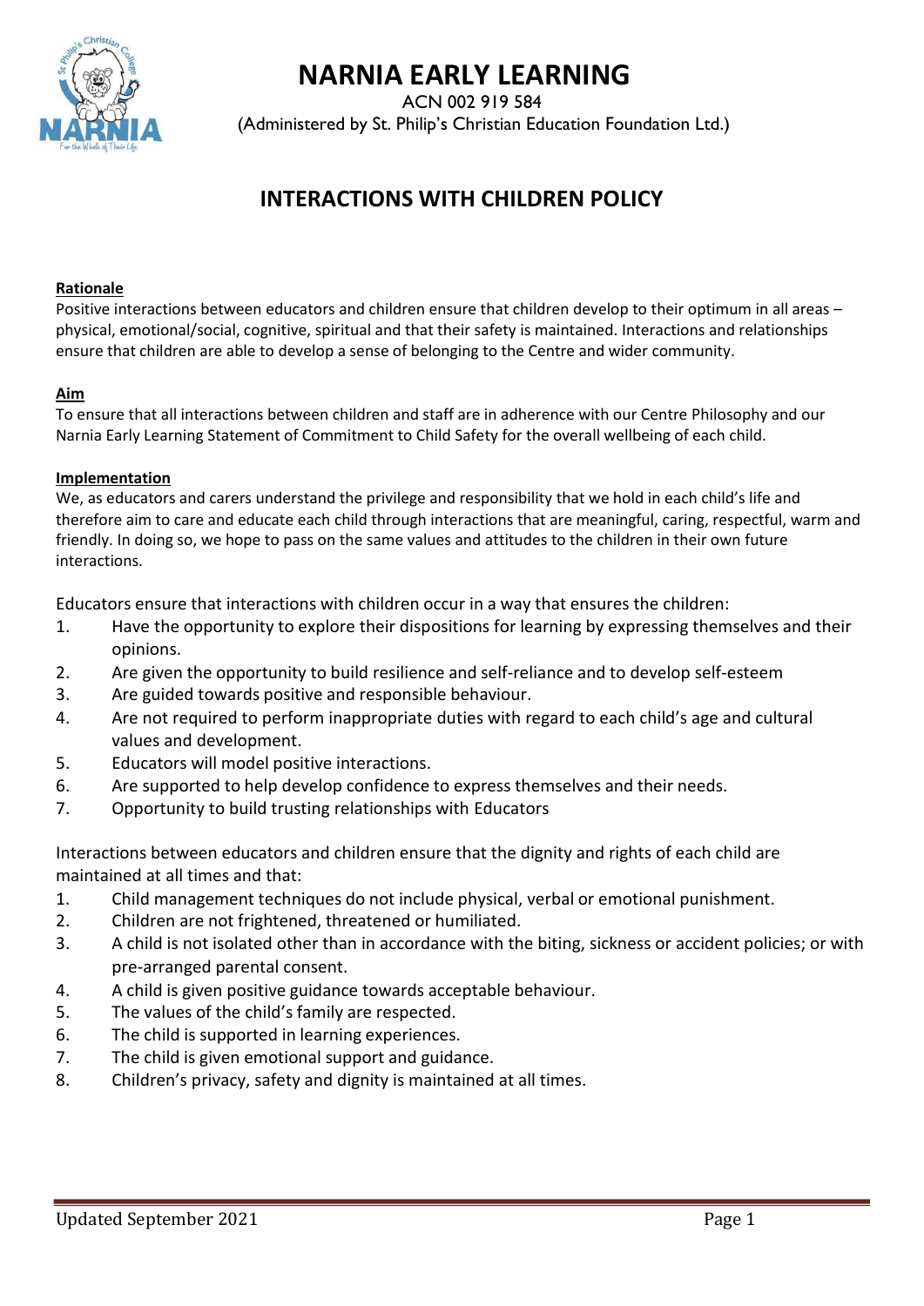# NARNIA EARLY LEARNING

ACN 002 919 584

(Administered by St. Philip's Christian Education Foundation Ltd.)

## INTERACTIONS WITH CHILDREN POLICY

**Rationale**

Positive interactions between educators and children ensure that children develop to their optimum in all areas – physical, emotional/social, cognitive, spiritual and that their safety is maintained. Interactions and relationships ensure that children are able to develop a sense of belonging to the Centre and wider community.

**Aim**

To ensure that all interactions between children and staff are in adherence with our Centre Philosophy and our Narnia Early Learning Statement of Commitment to Child Safety for the overall wellbeing of each child.

**Implementation**

We, as educators and carers understand the privilege and responsibility that we hold in each child's life and therefore aim to care and educate each child through interactions that are meaningful, caring, respectful, warm and friendly. In doing so, we hope to pass on the same values and attitudes to the children in their own future interactions.

Educators ensure that interactions with children occur in a way that ensures the children:

1. Have the opportunity to explore their dispositions for learning by expressing themselves and their opinions.
2. Are given the opportunity to build resilience and self-reliance and to develop self-esteem
3. Are guided towards positive and responsible behaviour.
4. Are not required to perform inappropriate duties with regard to each child's age and cultural values and development.
5. Educators will model positive interactions.
6. Are supported to help develop confidence to express themselves and their needs.
7. Opportunity to build trusting relationships with Educators

Interactions between educators and children ensure that the dignity and rights of each child are maintained at all times and that:

1. Child management techniques do not include physical, verbal or emotional punishment.
2. Children are not frightened, threatened or humiliated.
3. A child is not isolated other than in accordance with the biting, sickness or accident policies; or with pre-arranged parental consent.
4. A child is given positive guidance towards acceptable behaviour.
5. The values of the child's family are respected.
6. The child is supported in learning experiences.
7. The child is given emotional support and guidance.
8. Children's privacy, safety and dignity is maintained at all times.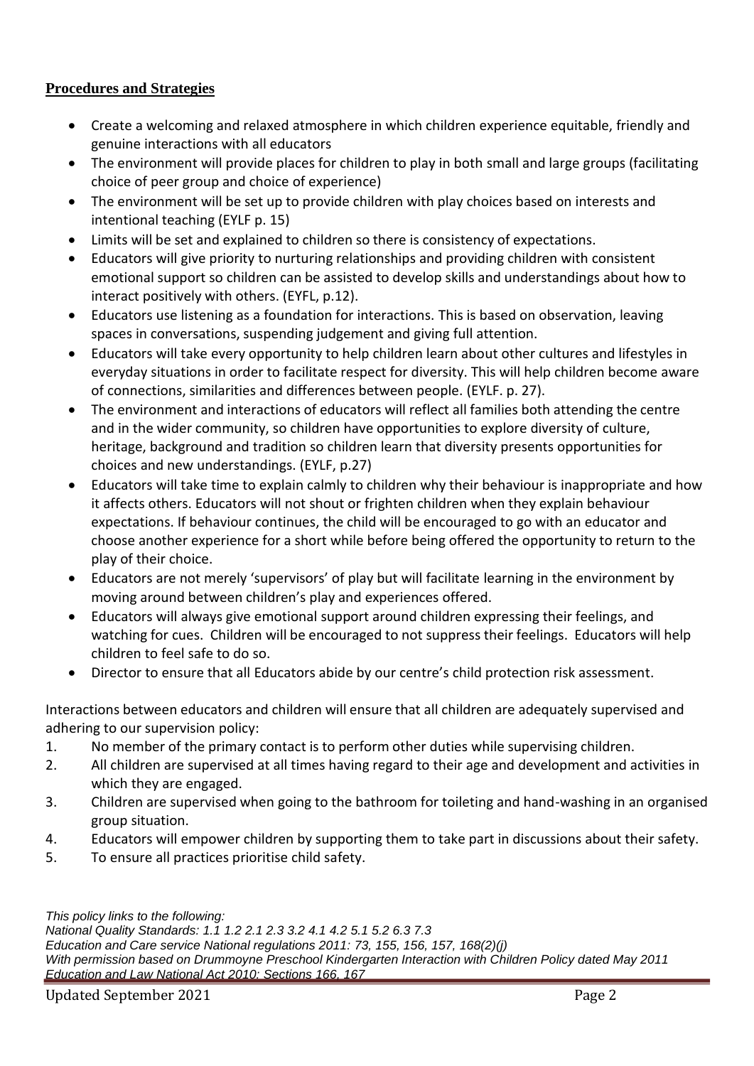**Procedures and Strategies**

- Create a welcoming and relaxed atmosphere in which children experience equitable, friendly and genuine interactions with all educators
- The environment will provide places for children to play in both small and large groups (facilitating choice of peer group and choice of experience)
- The environment will be set up to provide children with play choices based on interests and intentional teaching (EYLF p. 15)
- Limits will be set and explained to children so there is consistency of expectations.
- Educators will give priority to nurturing relationships and providing children with consistent emotional support so children can be assisted to develop skills and understandings about how to interact positively with others. (EYFL, p.12).
- Educators use listening as a foundation for interactions. This is based on observation, leaving spaces in conversations, suspending judgement and giving full attention.
- Educators will take every opportunity to help children learn about other cultures and lifestyles in everyday situations in order to facilitate respect for diversity. This will help children become aware of connections, similarities and differences between people. (EYLF. p. 27).
- The environment and interactions of educators will reflect all families both attending the centre and in the wider community, so children have opportunities to explore diversity of culture, heritage, background and tradition so children learn that diversity presents opportunities for choices and new understandings. (EYLF, p.27)
- Educators will take time to explain calmly to children why their behaviour is inappropriate and how it affects others. Educators will not shout or frighten children when they explain behaviour expectations. If behaviour continues, the child will be encouraged to go with an educator and choose another experience for a short while before being offered the opportunity to return to the play of their choice.
- Educators are not merely 'supervisors' of play but will facilitate learning in the environment by moving around between children's play and experiences offered.
- Educators will always give emotional support around children expressing their feelings, and watching for cues. Children will be encouraged to not suppress their feelings. Educators will help children to feel safe to do so.
- Director to ensure that all Educators abide by our centre's child protection risk assessment.

Interactions between educators and children will ensure that all children are adequately supervised and adhering to our supervision policy:

1. No member of the primary contact is to perform other duties while supervising children.
2. All children are supervised at all times having regard to their age and development and activities in which they are engaged.
3. Children are supervised when going to the bathroom for toileting and hand-washing in an organised group situation.
4. Educators will empower children by supporting them to take part in discussions about their safety.
5. To ensure all practices prioritise child safety.

*This policy links to the following:*
*National Quality Standards: 1.1 1.2 2.1 2.3 3.2 4.1 4.2 5.1 5.2 6.3 7.3*
*Education and Care service National regulations 2011: 73, 155, 156, 157, 168(2)(j)*
*With permission based on Drummoyne Preschool Kindergarten Interaction with Children Policy dated May 2011*
*Education and Law National Act 2010: Sections 166, 167*

Updated September 2021